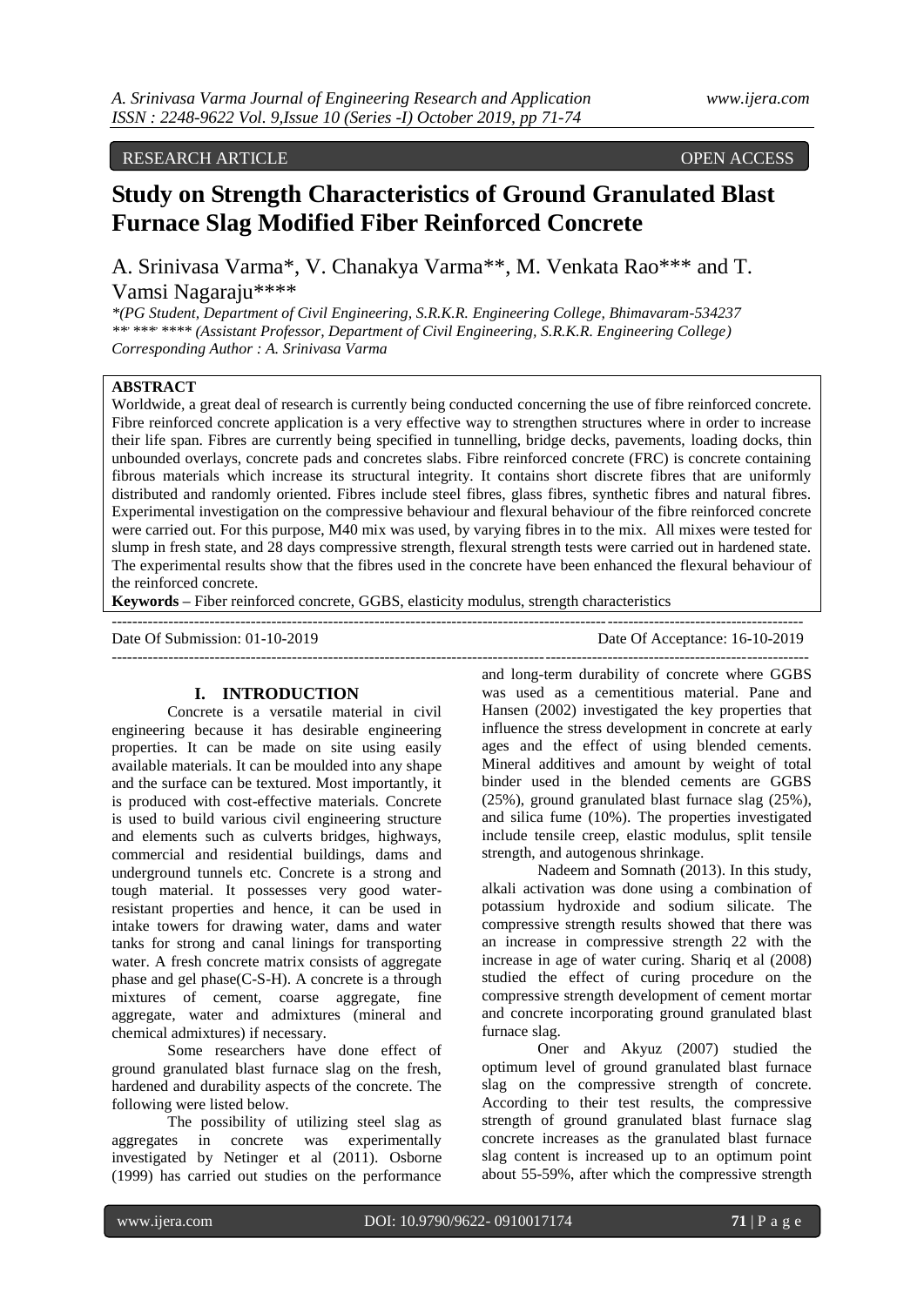RESEARCH ARTICLE OPEN ACCESS

# Study on Strength Characteristics of Ground Granulated Blast Furnace Slag Modified Fiber Reinforced Concrete

A. Srinivasa Varma*, V. Chanakya Varma**, M. Venkata Rao*** and T. Vamsi Nagaraju****

*\*(PG Student, Department of Civil Engineering, S.R.K.R. Engineering College, Bhimavaram-534237*
*\*\* \*\*\* \*\*\*\* (Assistant Professor, Department of Civil Engineering, S.R.K.R. Engineering College)*
*Corresponding Author : A. Srinivasa Varma*

## ABSTRACT

Worldwide, a great deal of research is currently being conducted concerning the use of fibre reinforced concrete. Fibre reinforced concrete application is a very effective way to strengthen structures where in order to increase their life span. Fibres are currently being specified in tunnelling, bridge decks, pavements, loading docks, thin unbounded overlays, concrete pads and concretes slabs. Fibre reinforced concrete (FRC) is concrete containing fibrous materials which increase its structural integrity. It contains short discrete fibres that are uniformly distributed and randomly oriented. Fibres include steel fibres, glass fibres, synthetic fibres and natural fibres. Experimental investigation on the compressive behaviour and flexural behaviour of the fibre reinforced concrete were carried out. For this purpose, M40 mix was used, by varying fibres in to the mix. All mixes were tested for slump in fresh state, and 28 days compressive strength, flexural strength tests were carried out in hardened state. The experimental results show that the fibres used in the concrete have been enhanced the flexural behaviour of the reinforced concrete.

**Keywords –** Fiber reinforced concrete, GGBS, elasticity modulus, strength characteristics

Date Of Submission: 01-10-2019 Date Of Acceptance: 16-10-2019

## I. INTRODUCTION

Concrete is a versatile material in civil engineering because it has desirable engineering properties. It can be made on site using easily available materials. It can be moulded into any shape and the surface can be textured. Most importantly, it is produced with cost-effective materials. Concrete is used to build various civil engineering structure and elements such as culverts bridges, highways, commercial and residential buildings, dams and underground tunnels etc. Concrete is a strong and tough material. It possesses very good water-resistant properties and hence, it can be used in intake towers for drawing water, dams and water tanks for strong and canal linings for transporting water. A fresh concrete matrix consists of aggregate phase and gel phase(C-S-H). A concrete is a through mixtures of cement, coarse aggregate, fine aggregate, water and admixtures (mineral and chemical admixtures) if necessary.

Some researchers have done effect of ground granulated blast furnace slag on the fresh, hardened and durability aspects of the concrete. The following were listed below.

The possibility of utilizing steel slag as aggregates in concrete was experimentally investigated by Netinger et al (2011). Osborne (1999) has carried out studies on the performance and long-term durability of concrete where GGBS was used as a cementitious material. Pane and Hansen (2002) investigated the key properties that influence the stress development in concrete at early ages and the effect of using blended cements. Mineral additives and amount by weight of total binder used in the blended cements are GGBS (25%), ground granulated blast furnace slag (25%), and silica fume (10%). The properties investigated include tensile creep, elastic modulus, split tensile strength, and autogenous shrinkage.

Nadeem and Somnath (2013). In this study, alkali activation was done using a combination of potassium hydroxide and sodium silicate. The compressive strength results showed that there was an increase in compressive strength 22 with the increase in age of water curing. Shariq et al (2008) studied the effect of curing procedure on the compressive strength development of cement mortar and concrete incorporating ground granulated blast furnace slag.

Oner and Akyuz (2007) studied the optimum level of ground granulated blast furnace slag on the compressive strength of concrete. According to their test results, the compressive strength of ground granulated blast furnace slag concrete increases as the granulated blast furnace slag content is increased up to an optimum point about 55-59%, after which the compressive strength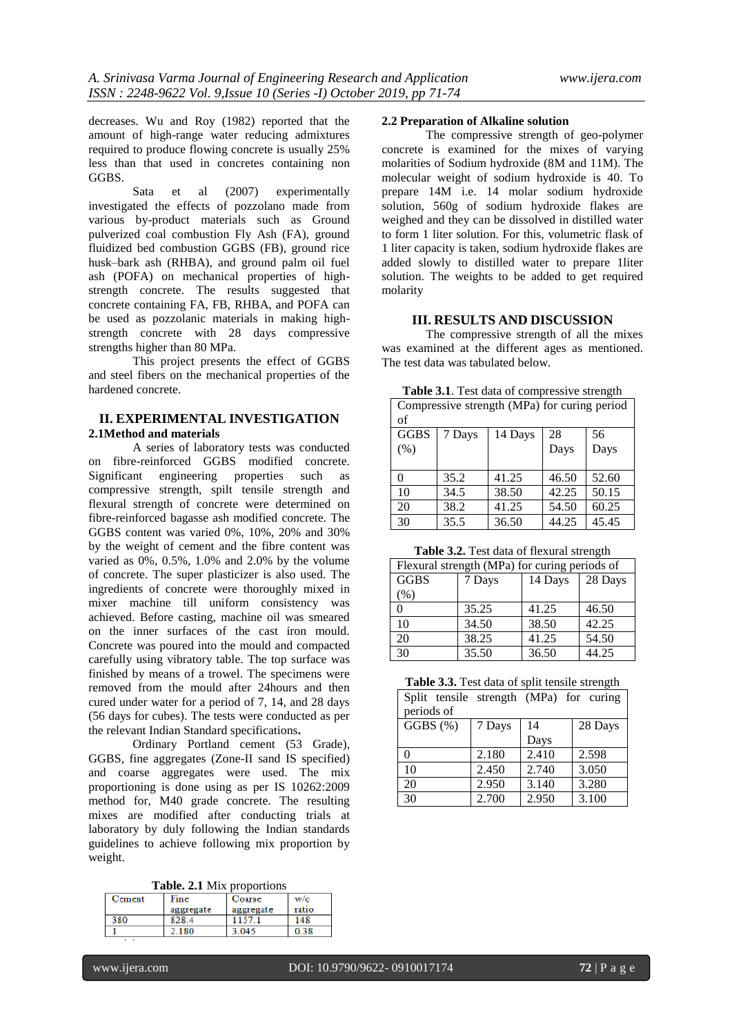decreases. Wu and Roy (1982) reported that the amount of high-range water reducing admixtures required to produce flowing concrete is usually 25% less than that used in concretes containing non GGBS.

Sata et al (2007) experimentally investigated the effects of pozzolano made from various by-product materials such as Ground pulverized coal combustion Fly Ash (FA), ground fluidized bed combustion GGBS (FB), ground rice husk–bark ash (RHBA), and ground palm oil fuel ash (POFA) on mechanical properties of high-strength concrete. The results suggested that concrete containing FA, FB, RHBA, and POFA can be used as pozzolanic materials in making high-strength concrete with 28 days compressive strengths higher than 80 MPa.

This project presents the effect of GGBS and steel fibers on the mechanical properties of the hardened concrete.

## II. EXPERIMENTAL INVESTIGATION

### 2.1Method and materials

A series of laboratory tests was conducted on fibre-reinforced GGBS modified concrete. Significant engineering properties such as compressive strength, spilt tensile strength and flexural strength of concrete were determined on fibre-reinforced bagasse ash modified concrete. The GGBS content was varied 0%, 10%, 20% and 30% by the weight of cement and the fibre content was varied as 0%, 0.5%, 1.0% and 2.0% by the volume of concrete. The super plasticizer is also used. The ingredients of concrete were thoroughly mixed in mixer machine till uniform consistency was achieved. Before casting, machine oil was smeared on the inner surfaces of the cast iron mould. Concrete was poured into the mould and compacted carefully using vibratory table. The top surface was finished by means of a trowel. The specimens were removed from the mould after 24hours and then cured under water for a period of 7, 14, and 28 days (56 days for cubes). The tests were conducted as per the relevant Indian Standard specifications**.**

Ordinary Portland cement (53 Grade), GGBS, fine aggregates (Zone-II sand IS specified) and coarse aggregates were used. The mix proportioning is done using as per IS 10262:2009 method for, M40 grade concrete. The resulting mixes are modified after conducting trials at laboratory by duly following the Indian standards guidelines to achieve following mix proportion by weight.

**Table. 2.1** Mix proportions

| Cement | Fine aggregate | Coarse aggregate | w/c ratio |
|---|---|---|---|
| 380 | 828.4 | 1137.1 | 148 |
| 1 | 2.180 | 3.045 | 0.38 |

### 2.2 Preparation of Alkaline solution

The compressive strength of geo-polymer concrete is examined for the mixes of varying molarities of Sodium hydroxide (8M and 11M). The molecular weight of sodium hydroxide is 40. To prepare 14M i.e. 14 molar sodium hydroxide solution, 560g of sodium hydroxide flakes are weighed and they can be dissolved in distilled water to form 1 liter solution. For this, volumetric flask of 1 liter capacity is taken, sodium hydroxide flakes are added slowly to distilled water to prepare 1liter solution. The weights to be added to get required molarity

## III. RESULTS AND DISCUSSION

The compressive strength of all the mixes was examined at the different ages as mentioned. The test data was tabulated below.

**Table 3.1**. Test data of compressive strength

| Compressive strength (MPa) for curing period of | | | | |
|---|---|---|---|---|
| GGBS (%) | 7 Days | 14 Days | 28 Days | 56 Days |
| 0 | 35.2 | 41.25 | 46.50 | 52.60 |
| 10 | 34.5 | 38.50 | 42.25 | 50.15 |
| 20 | 38.2 | 41.25 | 54.50 | 60.25 |
| 30 | 35.5 | 36.50 | 44.25 | 45.45 |

**Table 3.2.** Test data of flexural strength

| Flexural strength (MPa) for curing periods of | | | |
|---|---|---|---|
| GGBS (%) | 7 Days | 14 Days | 28 Days |
| 0 | 35.25 | 41.25 | 46.50 |
| 10 | 34.50 | 38.50 | 42.25 |
| 20 | 38.25 | 41.25 | 54.50 |
| 30 | 35.50 | 36.50 | 44.25 |

**Table 3.3.** Test data of split tensile strength

| Split tensile strength (MPa) for curing periods of | | | |
|---|---|---|---|
| GGBS (%) | 7 Days | 14 Days | 28 Days |
| 0 | 2.180 | 2.410 | 2.598 |
| 10 | 2.450 | 2.740 | 3.050 |
| 20 | 2.950 | 3.140 | 3.280 |
| 30 | 2.700 | 2.950 | 3.100 |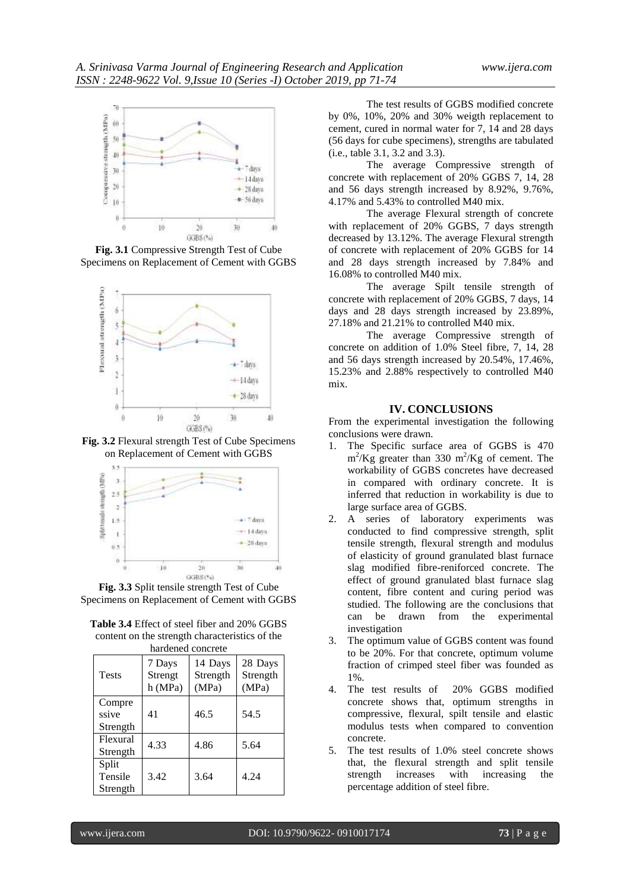**Fig. 3.1** Compressive Strength Test of Cube Specimens on Replacement of Cement with GGBS

**Fig. 3.2** Flexural strength Test of Cube Specimens on Replacement of Cement with GGBS

**Fig. 3.3** Split tensile strength Test of Cube Specimens on Replacement of Cement with GGBS

**Table 3.4** Effect of steel fiber and 20% GGBS content on the strength characteristics of the hardened concrete

| Tests | 7 Days Strengt h (MPa) | 14 Days Strength (MPa) | 28 Days Strength (MPa) |
|---|---|---|---|
| Compre ssive Strength | 41 | 46.5 | 54.5 |
| Flexural Strength | 4.33 | 4.86 | 5.64 |
| Split Tensile Strength | 3.42 | 3.64 | 4.24 |

The test results of GGBS modified concrete by 0%, 10%, 20% and 30% weigth replacement to cement, cured in normal water for 7, 14 and 28 days (56 days for cube specimens), strengths are tabulated (i.e., table 3.1, 3.2 and 3.3).

The average Compressive strength of concrete with replacement of 20% GGBS 7, 14, 28 and 56 days strength increased by 8.92%, 9.76%, 4.17% and 5.43% to controlled M40 mix.

The average Flexural strength of concrete with replacement of 20% GGBS, 7 days strength decreased by 13.12%. The average Flexural strength of concrete with replacement of 20% GGBS for 14 and 28 days strength increased by 7.84% and 16.08% to controlled M40 mix.

The average Spilt tensile strength of concrete with replacement of 20% GGBS, 7 days, 14 days and 28 days strength increased by 23.89%, 27.18% and 21.21% to controlled M40 mix.

The average Compressive strength of concrete on addition of 1.0% Steel fibre, 7, 14, 28 and 56 days strength increased by 20.54%, 17.46%, 15.23% and 2.88% respectively to controlled M40 mix.

## IV. CONCLUSIONS

From the experimental investigation the following conclusions were drawn.

1. The Specific surface area of GGBS is 470 $m^2$/Kg greater than 330 $m^2$/Kg of cement. The workability of GGBS concretes have decreased in compared with ordinary concrete. It is inferred that reduction in workability is due to large surface area of GGBS.
2. A series of laboratory experiments was conducted to find compressive strength, split tensile strength, flexural strength and modulus of elasticity of ground granulated blast furnace slag modified fibre-reniforced concrete. The effect of ground granulated blast furnace slag content, fibre content and curing period was studied. The following are the conclusions that can be drawn from the experimental investigation
3. The optimum value of GGBS content was found to be 20%. For that concrete, optimum volume fraction of crimped steel fiber was founded as 1%.
4. The test results of 20% GGBS modified concrete shows that, optimum strengths in compressive, flexural, spilt tensile and elastic modulus tests when compared to convention concrete.
5. The test results of 1.0% steel concrete shows that, the flexural strength and split tensile strength increases with increasing the percentage addition of steel fibre.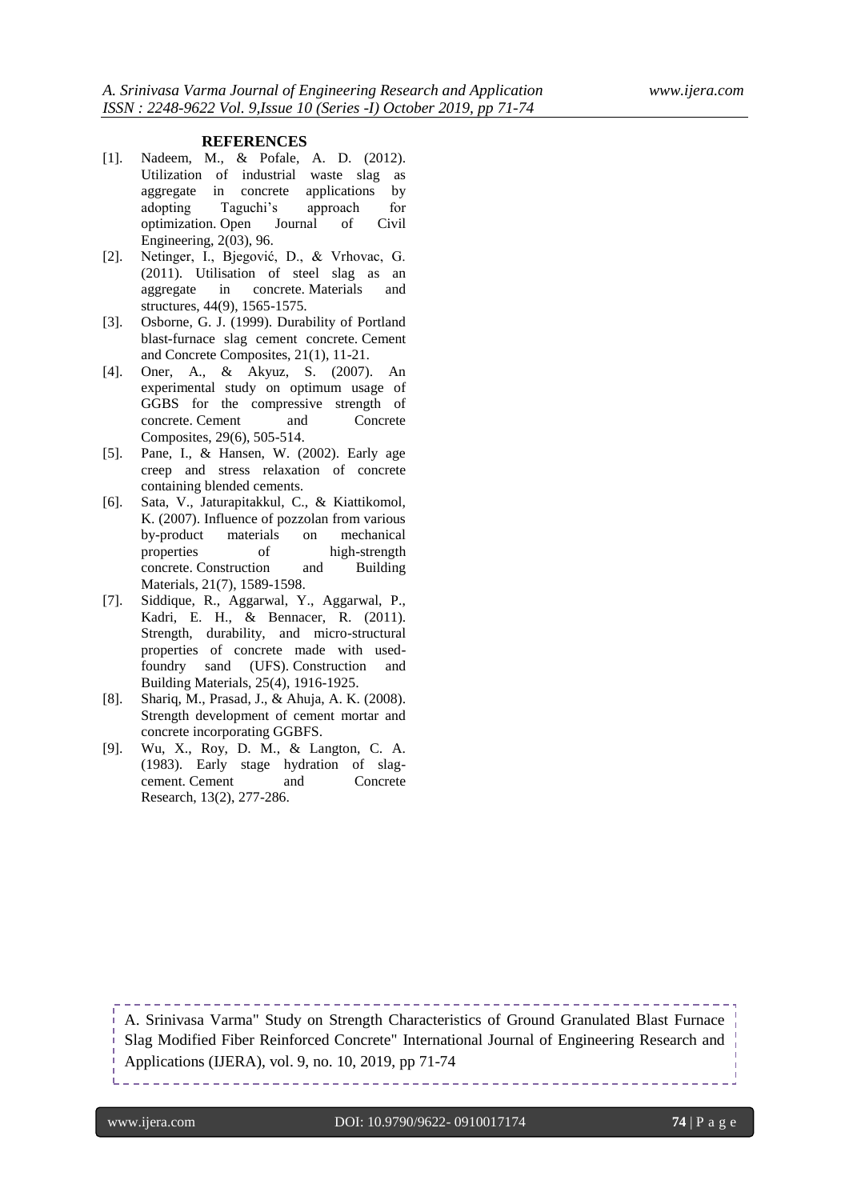## REFERENCES

[1]. Nadeem, M., & Pofale, A. D. (2012). Utilization of industrial waste slag as aggregate in concrete applications by adopting Taguchi's approach for optimization. Open Journal of Civil Engineering, 2(03), 96.

[2]. Netinger, I., Bjegović, D., & Vrhovac, G. (2011). Utilisation of steel slag as an aggregate in concrete. Materials and structures, 44(9), 1565-1575.

[3]. Osborne, G. J. (1999). Durability of Portland blast-furnace slag cement concrete. Cement and Concrete Composites, 21(1), 11-21.

[4]. Oner, A., & Akyuz, S. (2007). An experimental study on optimum usage of GGBS for the compressive strength of concrete. Cement and Concrete Composites, 29(6), 505-514.

[5]. Pane, I., & Hansen, W. (2002). Early age creep and stress relaxation of concrete containing blended cements.

[6]. Sata, V., Jaturapitakkul, C., & Kiattikomol, K. (2007). Influence of pozzolan from various by-product materials on mechanical properties of high-strength concrete. Construction and Building Materials, 21(7), 1589-1598.

[7]. Siddique, R., Aggarwal, Y., Aggarwal, P., Kadri, E. H., & Bennacer, R. (2011). Strength, durability, and micro-structural properties of concrete made with used-foundry sand (UFS). Construction and Building Materials, 25(4), 1916-1925.

[8]. Shariq, M., Prasad, J., & Ahuja, A. K. (2008). Strength development of cement mortar and concrete incorporating GGBFS.

[9]. Wu, X., Roy, D. M., & Langton, C. A. (1983). Early stage hydration of slag-cement. Cement and Concrete Research, 13(2), 277-286.

A. Srinivasa Varma" Study on Strength Characteristics of Ground Granulated Blast Furnace Slag Modified Fiber Reinforced Concrete" International Journal of Engineering Research and Applications (IJERA), vol. 9, no. 10, 2019, pp 71-74